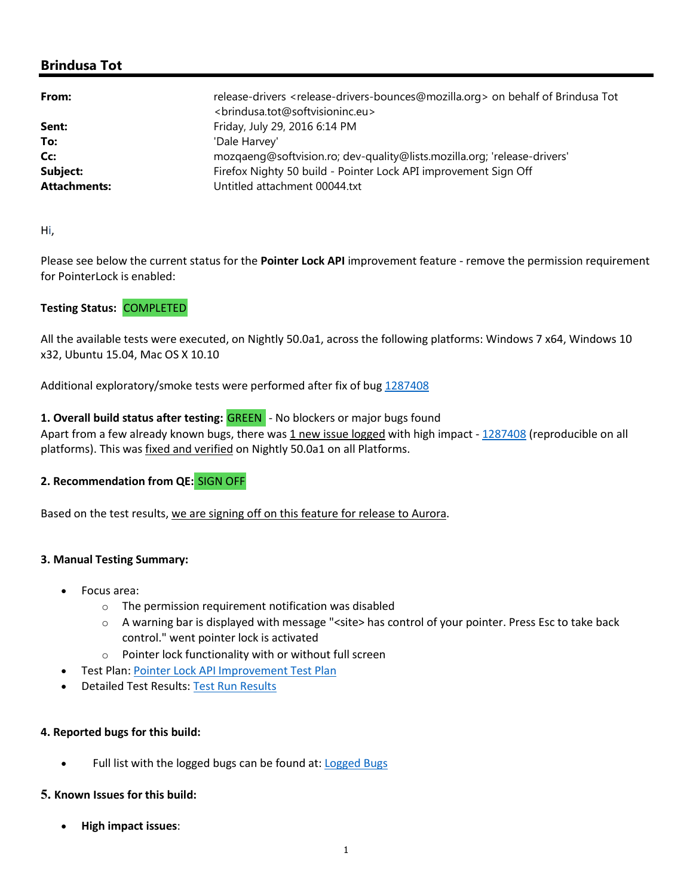## Brindusa Tot

| | |
|---|---|
| **From:** | release-drivers <release-drivers-bounces@mozilla.org> on behalf of Brindusa Tot <brindusa.tot@softvisioninc.eu> |
| **Sent:** | Friday, July 29, 2016 6:14 PM |
| **To:** | 'Dale Harvey' |
| **Cc:** | mozqaeng@softvision.ro; dev-quality@lists.mozilla.org; 'release-drivers' |
| **Subject:** | Firefox Nighty 50 build - Pointer Lock API improvement Sign Off |
| **Attachments:** | Untitled attachment 00044.txt |

Hi,

Please see below the current status for the **Pointer Lock API** improvement feature - remove the permission requirement for PointerLock is enabled:

**Testing Status:** COMPLETED

All the available tests were executed, on Nightly 50.0a1, across the following platforms: Windows 7 x64, Windows 10 x32, Ubuntu 15.04, Mac OS X 10.10

Additional exploratory/smoke tests were performed after fix of bug [1287408]()

**1. Overall build status after testing:** GREEN - No blockers or major bugs found

Apart from a few already known bugs, there was 1 new issue logged with high impact - [1287408]() (reproducible on all platforms). This was fixed and verified on Nightly 50.0a1 on all Platforms.

**2. Recommendation from QE:** SIGN OFF

Based on the test results, we are signing off on this feature for release to Aurora.

**3. Manual Testing Summary:**

- Focus area:
  - The permission requirement notification was disabled
  - A warning bar is displayed with message "<site> has control of your pointer. Press Esc to take back control." went pointer lock is activated
  - Pointer lock functionality with or without full screen
- Test Plan: [Pointer Lock API Improvement Test Plan]()
- Detailed Test Results: [Test Run Results]()

**4. Reported bugs for this build:**

- Full list with the logged bugs can be found at: [Logged Bugs]()

**5. Known Issues for this build:**

- **High impact issues**: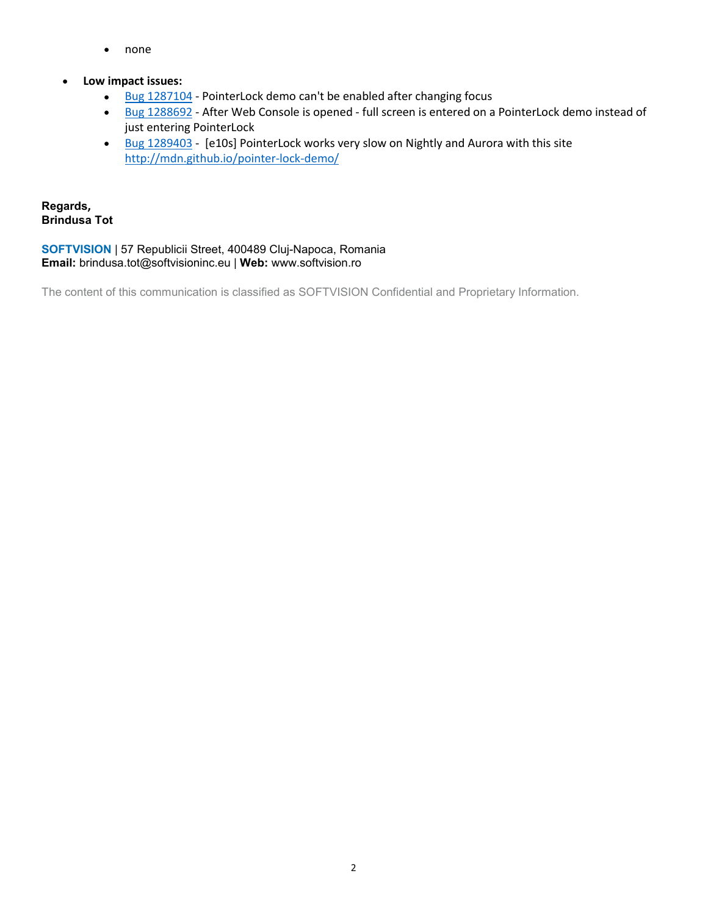- none

- **Low impact issues:**
  - Bug 1287104 - PointerLock demo can't be enabled after changing focus
  - Bug 1288692 - After Web Console is opened - full screen is entered on a PointerLock demo instead of just entering PointerLock
  - Bug 1289403 - [e10s] PointerLock works very slow on Nightly and Aurora with this site http://mdn.github.io/pointer-lock-demo/

**Regards,**
**Brindusa Tot**

**SOFTVISION** | 57 Republicii Street, 400489 Cluj-Napoca, Romania
**Email:** brindusa.tot@softvisioninc.eu | **Web:** www.softvision.ro

The content of this communication is classified as SOFTVISION Confidential and Proprietary Information.